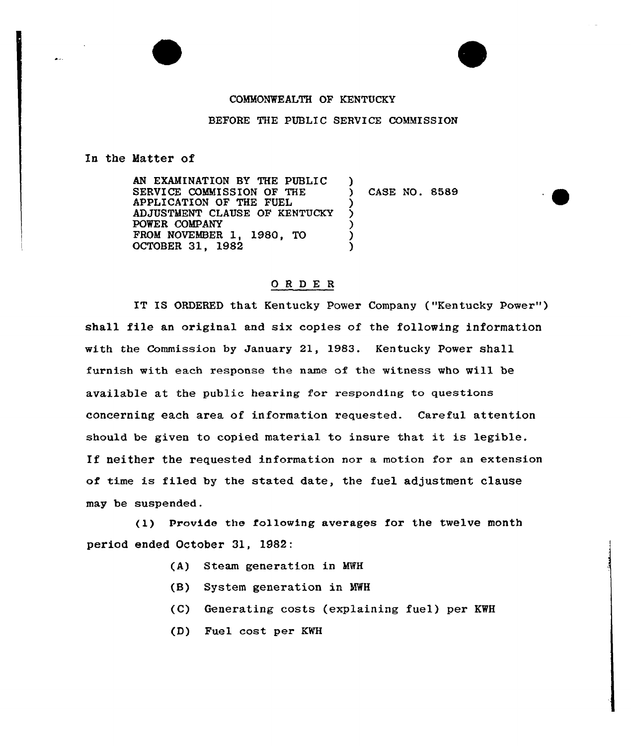COMMONWEALTH OF KENTUCKY

BEFORE THE PUBLIC SERVICE COMMISSION

In the Matter of

AN EXAMINATION BY THE PUBLIC SERVICE COMMISSION OF THE APPLICATION OF THE FUEL ADJUSTMENT CLAUSE OF KENTUCKY POWER COMPANY FROM NOVEMBER 1, 1980, TO OCTOBER 31, 1982 ) CASE NO. 8589

## ORDER

IT IS ORDERED that Kentucky Power Company ("Kentucky Power") shall file an original and six copies of the following information with the Commission by January 21, 1983. Kentucky Power shall furnish with each response the name of the witness who will be available at the public hearing for responding to questions concerning each area of information requested. Careful attention should be given to copied material to insure that it is legible. If neither the requested information nor a motion for an extension of time is filed by the stated date, the fuel adjustment clause may be suspended.

(1) Provide the following averages for the twelve month period ended October 31, 1982:

- (A) Steam generation in MWH
- (B) System generation in MWH
- (C) Generating costs (explaining fuel) per KWH
- (D) Fuel cost per KWH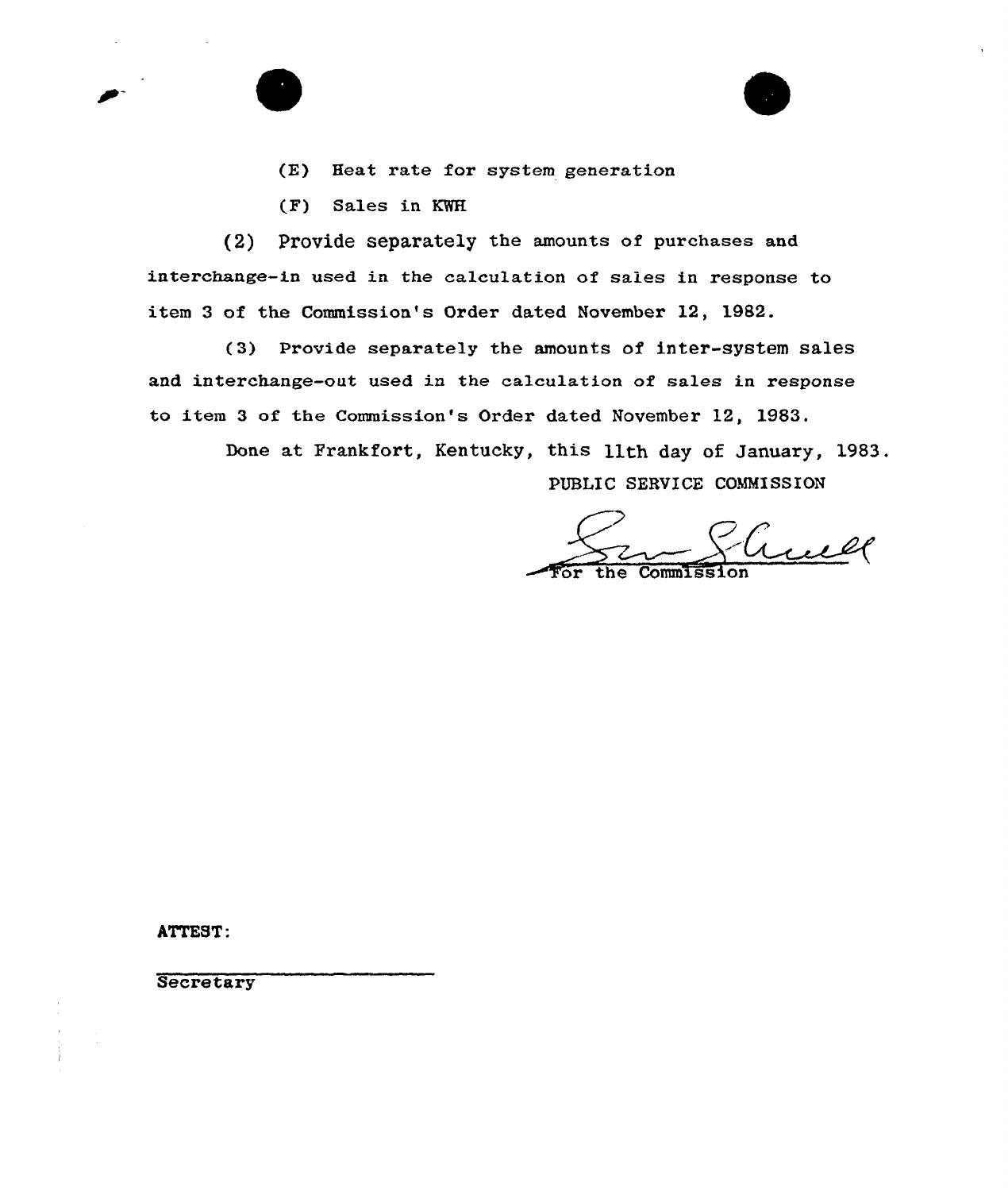(E) Heat rate for system generation

(F) Sales in KWH

(2) Provide separately the amounts of purchases and interchange-in used in the calculation of sales in response to item 3 of the Commission's Order dated November 12, 1982.

(3) Provide separately the amounts of inter-system sales and interchange-out used in the calculation of sales in response to item 3 of the Commission's Order dated November 12, 1983.

Done at Frankfort, Kentucky, this 11th day of January, 1983.

PUBLIC SERVICE COMMISSION

For the Commission

ATTEST:

Secretary